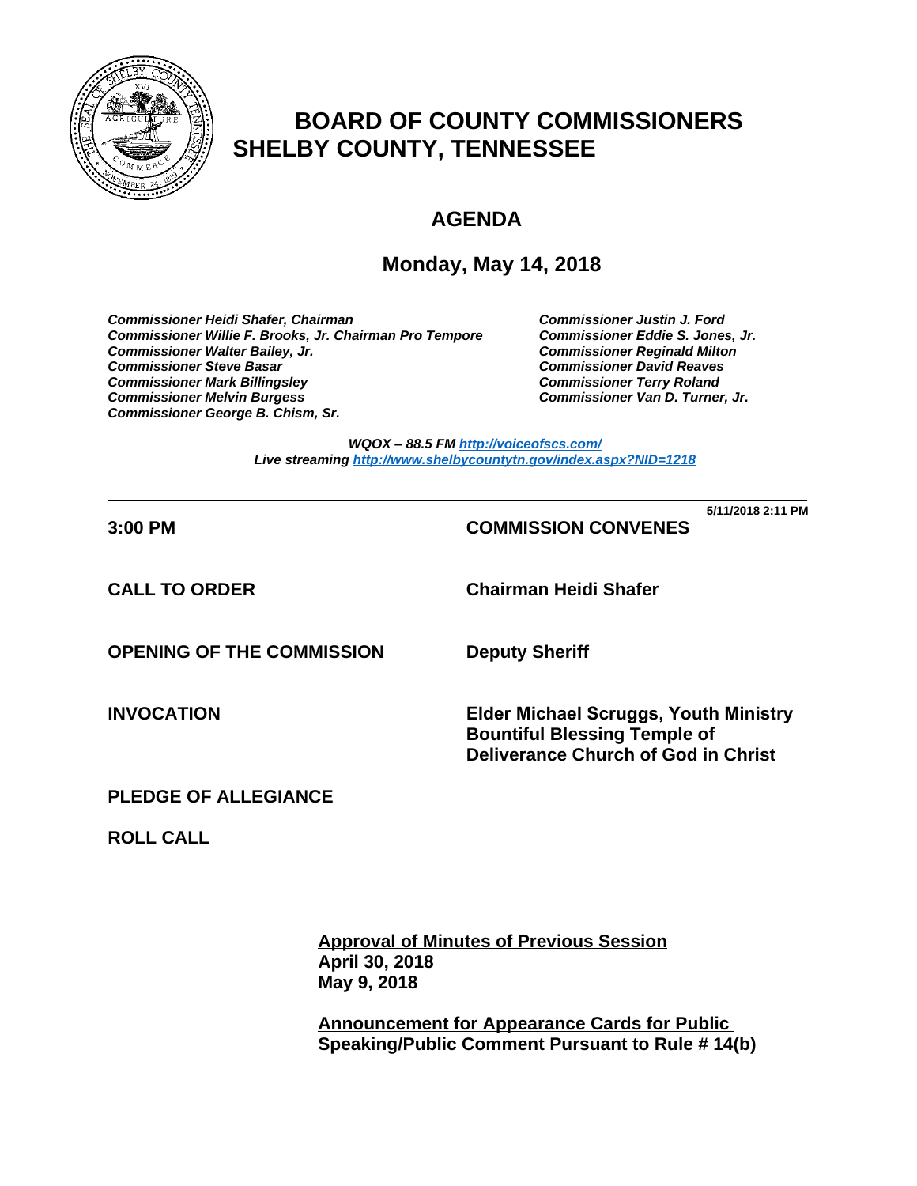# BOARD OF COUNTY COMMISSIONERS
# SHELBY COUNTY, TENNESSEE

## AGENDA

### Monday, May 14, 2018

***Commissioner Heidi Shafer, Chairman***
***Commissioner Willie F. Brooks, Jr. Chairman Pro Tempore***
***Commissioner Walter Bailey, Jr.***
***Commissioner Steve Basar***
***Commissioner Mark Billingsley***
***Commissioner Melvin Burgess***
***Commissioner George B. Chism, Sr.***
***Commissioner Justin J. Ford***
***Commissioner Eddie S. Jones, Jr.***
***Commissioner Reginald Milton***
***Commissioner David Reaves***
***Commissioner Terry Roland***
***Commissioner Van D. Turner, Jr.***

***WQOX – 88.5 FM http://voiceofscs.com/***
***Live streaming http://www.shelbycountytn.gov/index.aspx?NID=1218***

---

**5/11/2018 2:11 PM**

**3:00 PM** — **COMMISSION CONVENES**

**CALL TO ORDER** — **Chairman Heidi Shafer**

**OPENING OF THE COMMISSION** — **Deputy Sheriff**

**INVOCATION** — **Elder Michael Scruggs, Youth Ministry Bountiful Blessing Temple of Deliverance Church of God in Christ**

**PLEDGE OF ALLEGIANCE**

**ROLL CALL**

**Approval of Minutes of Previous Session**
**April 30, 2018**
**May 9, 2018**

**Announcement for Appearance Cards for Public Speaking/Public Comment Pursuant to Rule # 14(b)**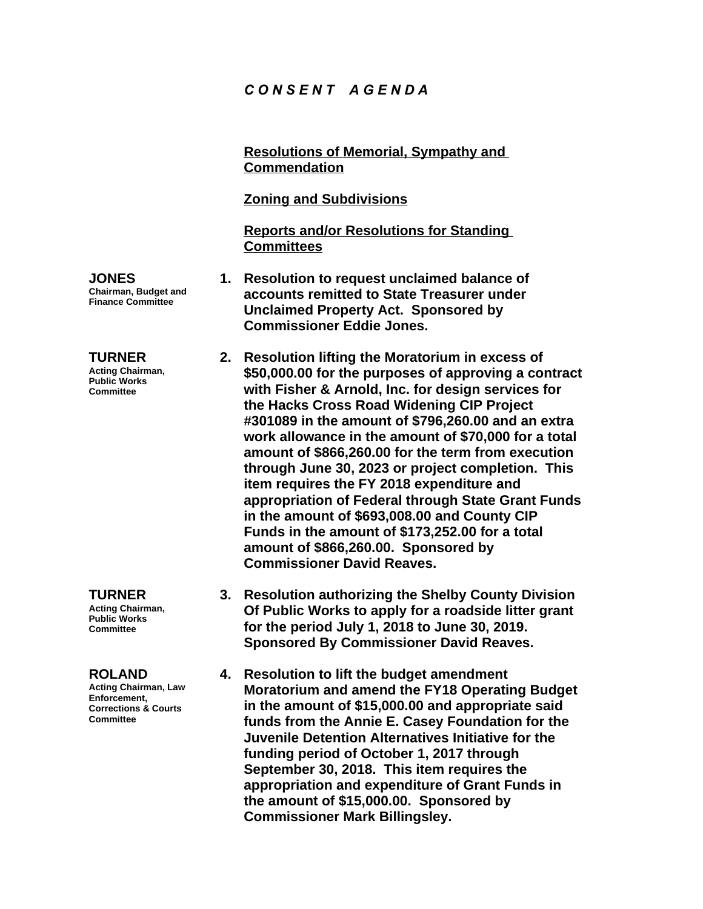# *C O N S E N T   A G E N D A*

**Resolutions of Memorial, Sympathy and Commendation**

**Zoning and Subdivisions**

**Reports and/or Resolutions for Standing Committees**

**JONES**
**Chairman, Budget and Finance Committee**

1. **Resolution to request unclaimed balance of accounts remitted to State Treasurer under Unclaimed Property Act. Sponsored by Commissioner Eddie Jones.**

**TURNER**
**Acting Chairman, Public Works Committee**

2. **Resolution lifting the Moratorium in excess of $50,000.00 for the purposes of approving a contract with Fisher & Arnold, Inc. for design services for the Hacks Cross Road Widening CIP Project #301089 in the amount of $796,260.00 and an extra work allowance in the amount of $70,000 for a total amount of $866,260.00 for the term from execution through June 30, 2023 or project completion. This item requires the FY 2018 expenditure and appropriation of Federal through State Grant Funds in the amount of $693,008.00 and County CIP Funds in the amount of $173,252.00 for a total amount of $866,260.00. Sponsored by Commissioner David Reaves.**

**TURNER**
**Acting Chairman, Public Works Committee**

3. **Resolution authorizing the Shelby County Division Of Public Works to apply for a roadside litter grant for the period July 1, 2018 to June 30, 2019. Sponsored By Commissioner David Reaves.**

**ROLAND**
**Acting Chairman, Law Enforcement, Corrections & Courts Committee**

4. **Resolution to lift the budget amendment Moratorium and amend the FY18 Operating Budget in the amount of $15,000.00 and appropriate said funds from the Annie E. Casey Foundation for the Juvenile Detention Alternatives Initiative for the funding period of October 1, 2017 through September 30, 2018. This item requires the appropriation and expenditure of Grant Funds in the amount of $15,000.00. Sponsored by Commissioner Mark Billingsley.**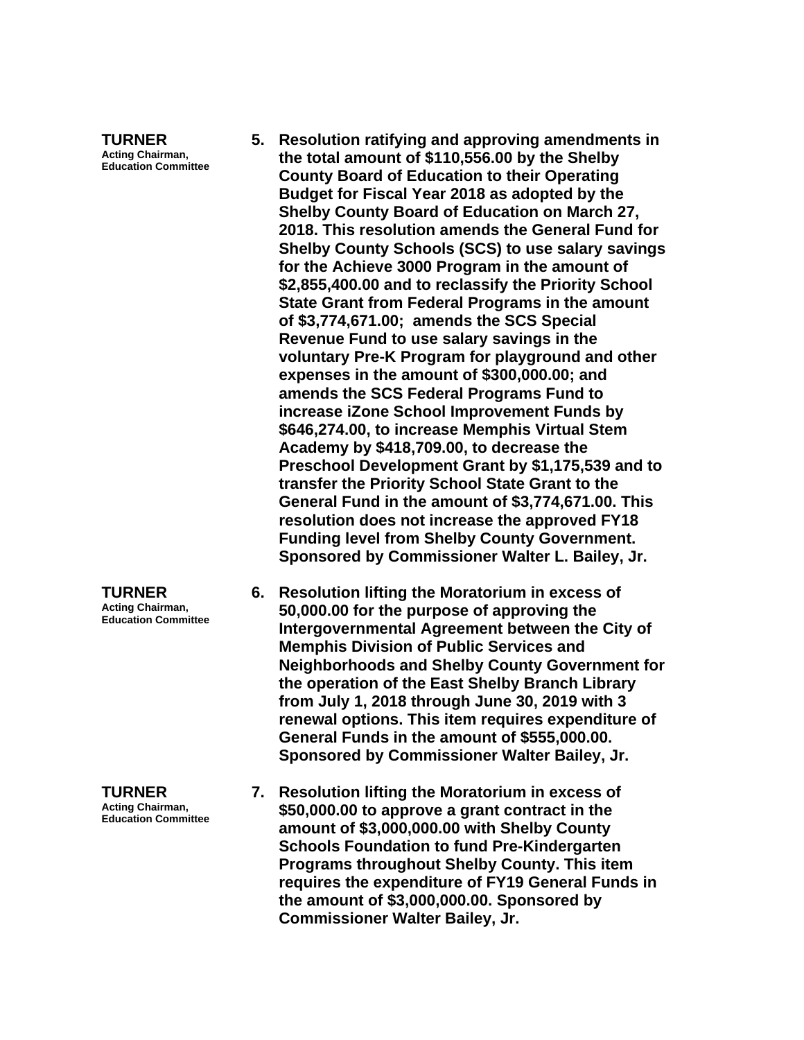**TURNER**
Acting Chairman,
Education Committee

5. **Resolution ratifying and approving amendments in the total amount of $110,556.00 by the Shelby County Board of Education to their Operating Budget for Fiscal Year 2018 as adopted by the Shelby County Board of Education on March 27, 2018. This resolution amends the General Fund for Shelby County Schools (SCS) to use salary savings for the Achieve 3000 Program in the amount of $2,855,400.00 and to reclassify the Priority School State Grant from Federal Programs in the amount of $3,774,671.00; amends the SCS Special Revenue Fund to use salary savings in the voluntary Pre-K Program for playground and other expenses in the amount of $300,000.00; and amends the SCS Federal Programs Fund to increase iZone School Improvement Funds by $646,274.00, to increase Memphis Virtual Stem Academy by $418,709.00, to decrease the Preschool Development Grant by $1,175,539 and to transfer the Priority School State Grant to the General Fund in the amount of $3,774,671.00. This resolution does not increase the approved FY18 Funding level from Shelby County Government. Sponsored by Commissioner Walter L. Bailey, Jr.**

**TURNER**
Acting Chairman,
Education Committee

6. **Resolution lifting the Moratorium in excess of 50,000.00 for the purpose of approving the Intergovernmental Agreement between the City of Memphis Division of Public Services and Neighborhoods and Shelby County Government for the operation of the East Shelby Branch Library from July 1, 2018 through June 30, 2019 with 3 renewal options. This item requires expenditure of General Funds in the amount of $555,000.00. Sponsored by Commissioner Walter Bailey, Jr.**

**TURNER**
Acting Chairman,
Education Committee

7. **Resolution lifting the Moratorium in excess of $50,000.00 to approve a grant contract in the amount of $3,000,000.00 with Shelby County Schools Foundation to fund Pre-Kindergarten Programs throughout Shelby County. This item requires the expenditure of FY19 General Funds in the amount of $3,000,000.00. Sponsored by Commissioner Walter Bailey, Jr.**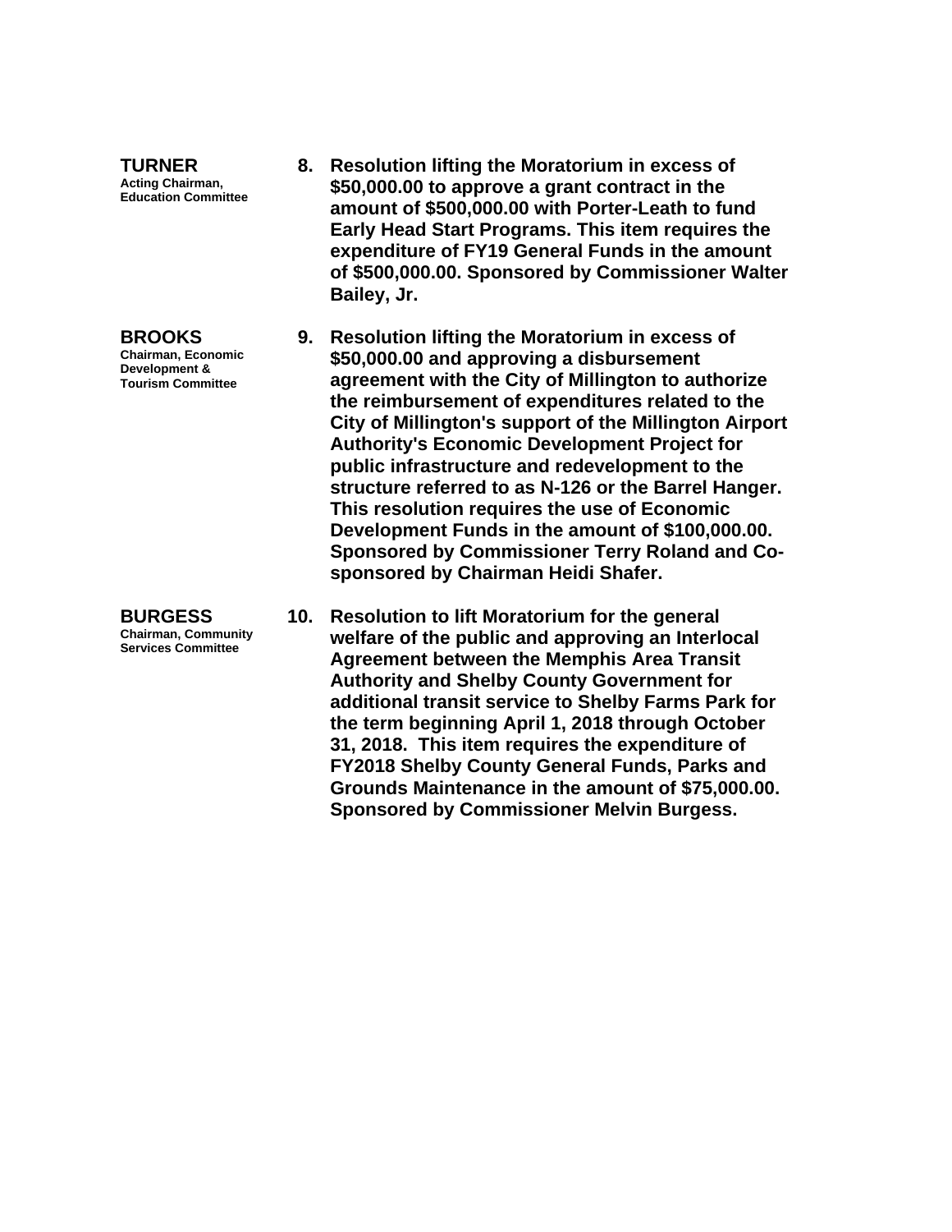**TURNER**
**Acting Chairman, Education Committee**

8. **Resolution lifting the Moratorium in excess of $50,000.00 to approve a grant contract in the amount of $500,000.00 with Porter-Leath to fund Early Head Start Programs. This item requires the expenditure of FY19 General Funds in the amount of $500,000.00. Sponsored by Commissioner Walter Bailey, Jr.**

**BROOKS**
**Chairman, Economic Development & Tourism Committee**

9. **Resolution lifting the Moratorium in excess of $50,000.00 and approving a disbursement agreement with the City of Millington to authorize the reimbursement of expenditures related to the City of Millington's support of the Millington Airport Authority's Economic Development Project for public infrastructure and redevelopment to the structure referred to as N-126 or the Barrel Hanger. This resolution requires the use of Economic Development Funds in the amount of $100,000.00. Sponsored by Commissioner Terry Roland and Co-sponsored by Chairman Heidi Shafer.**

**BURGESS**
**Chairman, Community Services Committee**

10. **Resolution to lift Moratorium for the general welfare of the public and approving an Interlocal Agreement between the Memphis Area Transit Authority and Shelby County Government for additional transit service to Shelby Farms Park for the term beginning April 1, 2018 through October 31, 2018. This item requires the expenditure of FY2018 Shelby County General Funds, Parks and Grounds Maintenance in the amount of $75,000.00. Sponsored by Commissioner Melvin Burgess.**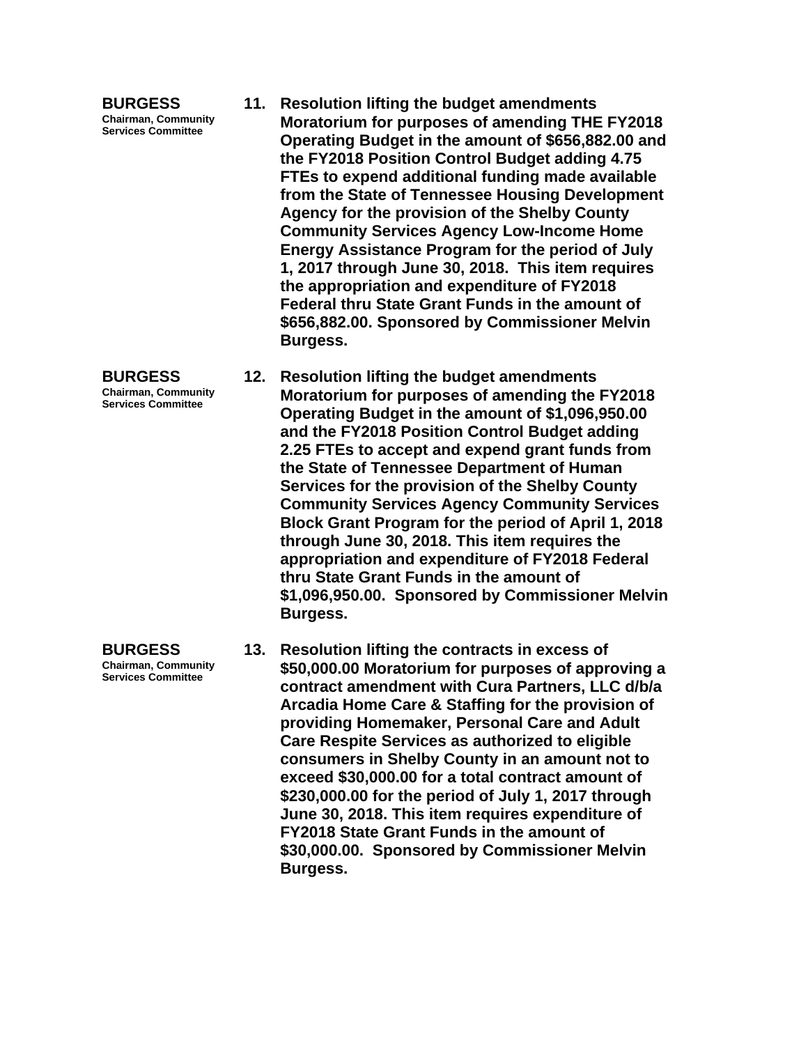**BURGESS**
Chairman, Community Services Committee

11. **Resolution lifting the budget amendments Moratorium for purposes of amending THE FY2018 Operating Budget in the amount of $656,882.00 and the FY2018 Position Control Budget adding 4.75 FTEs to expend additional funding made available from the State of Tennessee Housing Development Agency for the provision of the Shelby County Community Services Agency Low-Income Home Energy Assistance Program for the period of July 1, 2017 through June 30, 2018. This item requires the appropriation and expenditure of FY2018 Federal thru State Grant Funds in the amount of $656,882.00. Sponsored by Commissioner Melvin Burgess.**

**BURGESS**
Chairman, Community Services Committee

12. **Resolution lifting the budget amendments Moratorium for purposes of amending the FY2018 Operating Budget in the amount of $1,096,950.00 and the FY2018 Position Control Budget adding 2.25 FTEs to accept and expend grant funds from the State of Tennessee Department of Human Services for the provision of the Shelby County Community Services Agency Community Services Block Grant Program for the period of April 1, 2018 through June 30, 2018. This item requires the appropriation and expenditure of FY2018 Federal thru State Grant Funds in the amount of $1,096,950.00. Sponsored by Commissioner Melvin Burgess.**

**BURGESS**
Chairman, Community Services Committee

13. **Resolution lifting the contracts in excess of $50,000.00 Moratorium for purposes of approving a contract amendment with Cura Partners, LLC d/b/a Arcadia Home Care & Staffing for the provision of providing Homemaker, Personal Care and Adult Care Respite Services as authorized to eligible consumers in Shelby County in an amount not to exceed $30,000.00 for a total contract amount of $230,000.00 for the period of July 1, 2017 through June 30, 2018. This item requires expenditure of FY2018 State Grant Funds in the amount of $30,000.00. Sponsored by Commissioner Melvin Burgess.**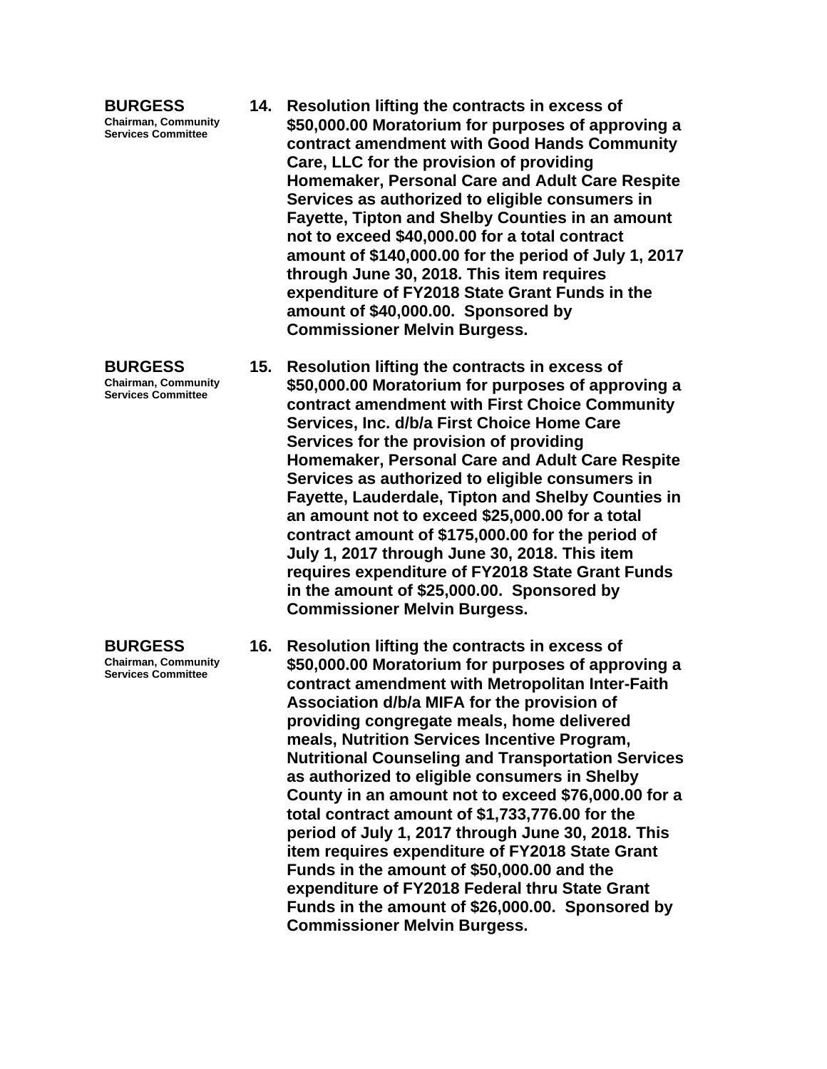**BURGESS**
**Chairman, Community Services Committee**

**14. Resolution lifting the contracts in excess of $50,000.00 Moratorium for purposes of approving a contract amendment with Good Hands Community Care, LLC for the provision of providing Homemaker, Personal Care and Adult Care Respite Services as authorized to eligible consumers in Fayette, Tipton and Shelby Counties in an amount not to exceed $40,000.00 for a total contract amount of $140,000.00 for the period of July 1, 2017 through June 30, 2018. This item requires expenditure of FY2018 State Grant Funds in the amount of $40,000.00. Sponsored by Commissioner Melvin Burgess.**

**BURGESS**
**Chairman, Community Services Committee**

**15. Resolution lifting the contracts in excess of $50,000.00 Moratorium for purposes of approving a contract amendment with First Choice Community Services, Inc. d/b/a First Choice Home Care Services for the provision of providing Homemaker, Personal Care and Adult Care Respite Services as authorized to eligible consumers in Fayette, Lauderdale, Tipton and Shelby Counties in an amount not to exceed $25,000.00 for a total contract amount of $175,000.00 for the period of July 1, 2017 through June 30, 2018. This item requires expenditure of FY2018 State Grant Funds in the amount of $25,000.00. Sponsored by Commissioner Melvin Burgess.**

**BURGESS**
**Chairman, Community Services Committee**

**16. Resolution lifting the contracts in excess of $50,000.00 Moratorium for purposes of approving a contract amendment with Metropolitan Inter-Faith Association d/b/a MIFA for the provision of providing congregate meals, home delivered meals, Nutrition Services Incentive Program, Nutritional Counseling and Transportation Services as authorized to eligible consumers in Shelby County in an amount not to exceed $76,000.00 for a total contract amount of $1,733,776.00 for the period of July 1, 2017 through June 30, 2018. This item requires expenditure of FY2018 State Grant Funds in the amount of $50,000.00 and the expenditure of FY2018 Federal thru State Grant Funds in the amount of $26,000.00. Sponsored by Commissioner Melvin Burgess.**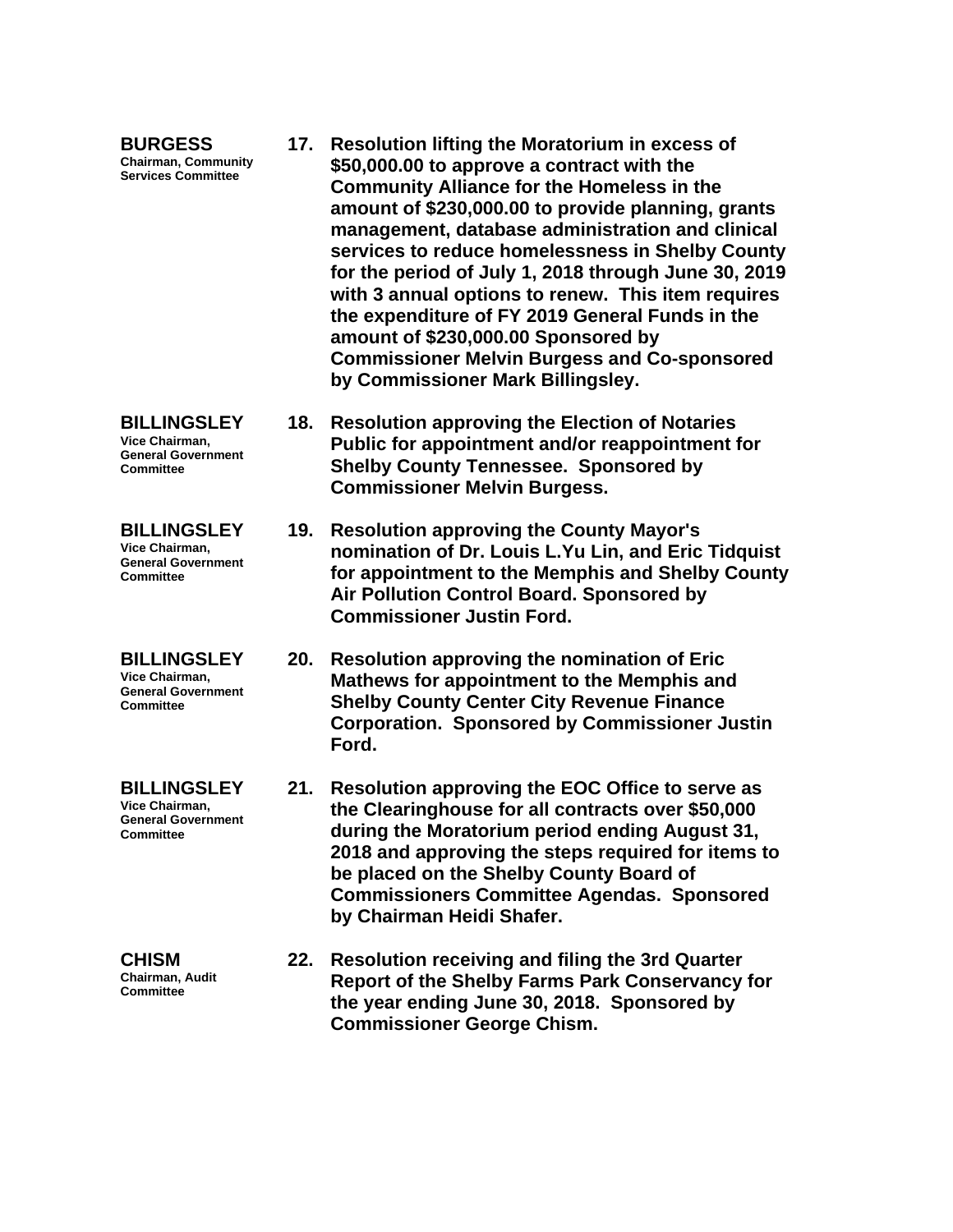**BURGESS**
**Chairman, Community Services Committee**

17. **Resolution lifting the Moratorium in excess of $50,000.00 to approve a contract with the Community Alliance for the Homeless in the amount of $230,000.00 to provide planning, grants management, database administration and clinical services to reduce homelessness in Shelby County for the period of July 1, 2018 through June 30, 2019 with 3 annual options to renew. This item requires the expenditure of FY 2019 General Funds in the amount of $230,000.00 Sponsored by Commissioner Melvin Burgess and Co-sponsored by Commissioner Mark Billingsley.**

**BILLINGSLEY**
**Vice Chairman, General Government Committee**

18. **Resolution approving the Election of Notaries Public for appointment and/or reappointment for Shelby County Tennessee. Sponsored by Commissioner Melvin Burgess.**

**BILLINGSLEY**
**Vice Chairman, General Government Committee**

19. **Resolution approving the County Mayor's nomination of Dr. Louis L.Yu Lin, and Eric Tidquist for appointment to the Memphis and Shelby County Air Pollution Control Board. Sponsored by Commissioner Justin Ford.**

**BILLINGSLEY**
**Vice Chairman, General Government Committee**

20. **Resolution approving the nomination of Eric Mathews for appointment to the Memphis and Shelby County Center City Revenue Finance Corporation. Sponsored by Commissioner Justin Ford.**

**BILLINGSLEY**
**Vice Chairman, General Government Committee**

21. **Resolution approving the EOC Office to serve as the Clearinghouse for all contracts over $50,000 during the Moratorium period ending August 31, 2018 and approving the steps required for items to be placed on the Shelby County Board of Commissioners Committee Agendas. Sponsored by Chairman Heidi Shafer.**

**CHISM**
**Chairman, Audit Committee**

22. **Resolution receiving and filing the 3rd Quarter Report of the Shelby Farms Park Conservancy for the year ending June 30, 2018. Sponsored by Commissioner George Chism.**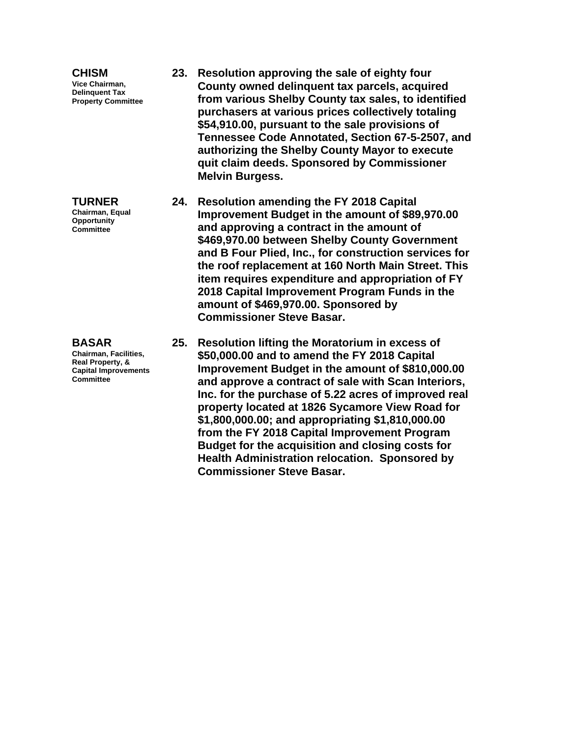**CHISM**
Vice Chairman, Delinquent Tax Property Committee

**23. Resolution approving the sale of eighty four County owned delinquent tax parcels, acquired from various Shelby County tax sales, to identified purchasers at various prices collectively totaling $54,910.00, pursuant to the sale provisions of Tennessee Code Annotated, Section 67-5-2507, and authorizing the Shelby County Mayor to execute quit claim deeds. Sponsored by Commissioner Melvin Burgess.**

**TURNER**
Chairman, Equal Opportunity Committee

**24. Resolution amending the FY 2018 Capital Improvement Budget in the amount of $89,970.00 and approving a contract in the amount of $469,970.00 between Shelby County Government and B Four Plied, Inc., for construction services for the roof replacement at 160 North Main Street. This item requires expenditure and appropriation of FY 2018 Capital Improvement Program Funds in the amount of $469,970.00. Sponsored by Commissioner Steve Basar.**

**BASAR**
Chairman, Facilities, Real Property, & Capital Improvements Committee

**25. Resolution lifting the Moratorium in excess of $50,000.00 and to amend the FY 2018 Capital Improvement Budget in the amount of $810,000.00 and approve a contract of sale with Scan Interiors, Inc. for the purchase of 5.22 acres of improved real property located at 1826 Sycamore View Road for $1,800,000.00; and appropriating $1,810,000.00 from the FY 2018 Capital Improvement Program Budget for the acquisition and closing costs for Health Administration relocation. Sponsored by Commissioner Steve Basar.**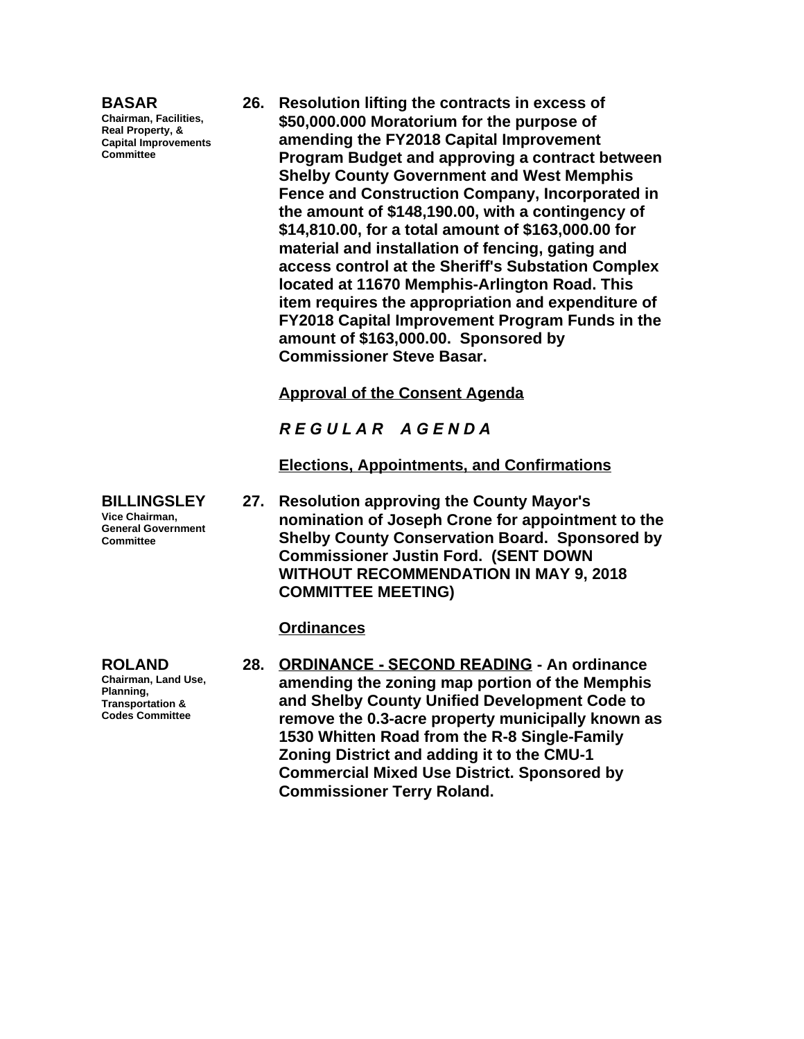**BASAR**
Chairman, Facilities, Real Property, & Capital Improvements Committee

**26. Resolution lifting the contracts in excess of $50,000.000 Moratorium for the purpose of amending the FY2018 Capital Improvement Program Budget and approving a contract between Shelby County Government and West Memphis Fence and Construction Company, Incorporated in the amount of $148,190.00, with a contingency of $14,810.00, for a total amount of $163,000.00 for material and installation of fencing, gating and access control at the Sheriff's Substation Complex located at 11670 Memphis-Arlington Road. This item requires the appropriation and expenditure of FY2018 Capital Improvement Program Funds in the amount of $163,000.00. Sponsored by Commissioner Steve Basar.**

**Approval of the Consent Agenda**

***R E G U L A R   A G E N D A***

**Elections, Appointments, and Confirmations**

**BILLINGSLEY**
Vice Chairman, General Government Committee

**27. Resolution approving the County Mayor's nomination of Joseph Crone for appointment to the Shelby County Conservation Board. Sponsored by Commissioner Justin Ford. (SENT DOWN WITHOUT RECOMMENDATION IN MAY 9, 2018 COMMITTEE MEETING)**

**Ordinances**

**ROLAND**
Chairman, Land Use, Planning, Transportation & Codes Committee

**28. ORDINANCE - SECOND READING - An ordinance amending the zoning map portion of the Memphis and Shelby County Unified Development Code to remove the 0.3-acre property municipally known as 1530 Whitten Road from the R-8 Single-Family Zoning District and adding it to the CMU-1 Commercial Mixed Use District. Sponsored by Commissioner Terry Roland.**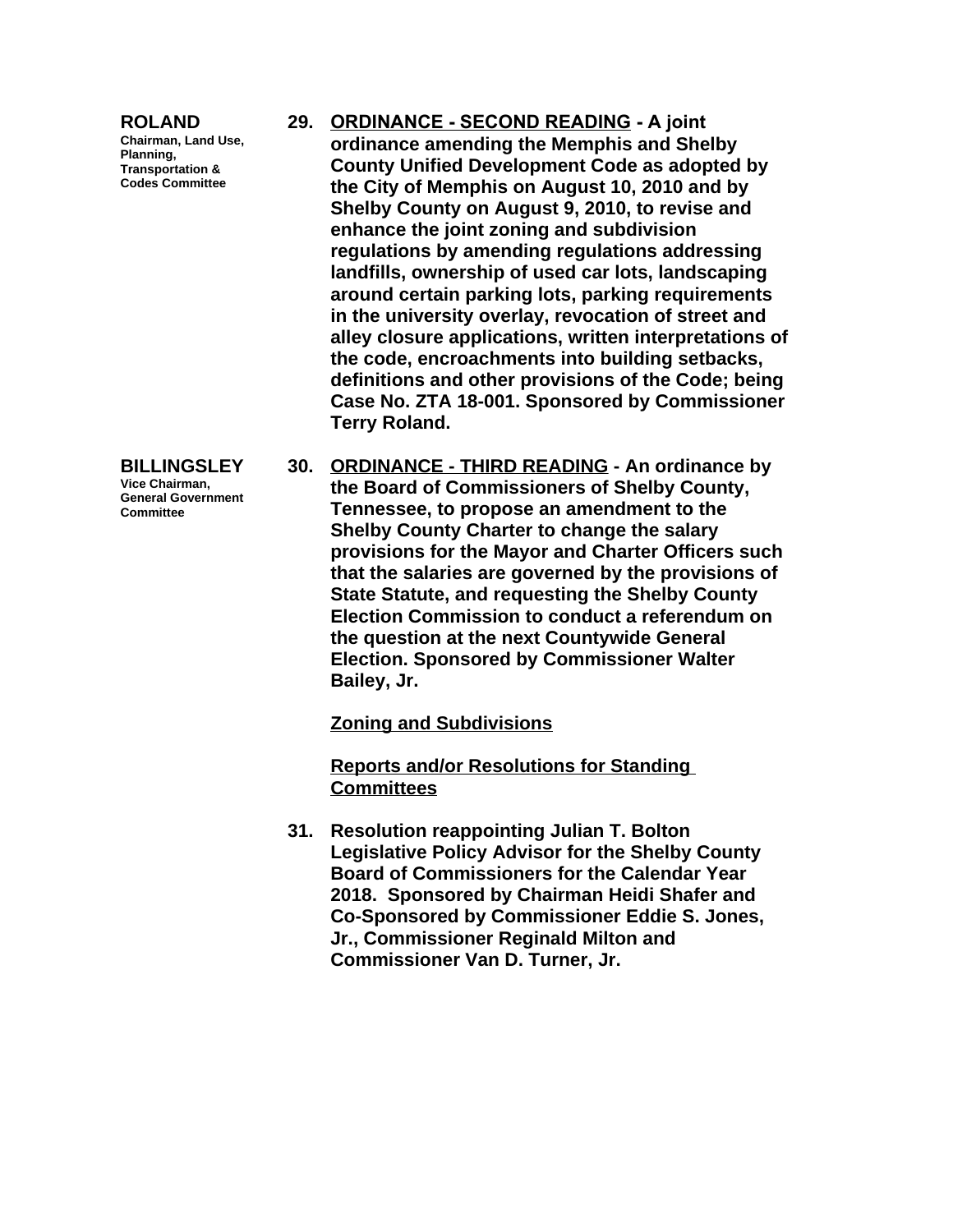**ROLAND**
**Chairman, Land Use, Planning, Transportation & Codes Committee**

**29. ORDINANCE - SECOND READING - A joint ordinance amending the Memphis and Shelby County Unified Development Code as adopted by the City of Memphis on August 10, 2010 and by Shelby County on August 9, 2010, to revise and enhance the joint zoning and subdivision regulations by amending regulations addressing landfills, ownership of used car lots, landscaping around certain parking lots, parking requirements in the university overlay, revocation of street and alley closure applications, written interpretations of the code, encroachments into building setbacks, definitions and other provisions of the Code; being Case No. ZTA 18-001. Sponsored by Commissioner Terry Roland.**

**BILLINGSLEY**
**Vice Chairman, General Government Committee**

**30. ORDINANCE - THIRD READING - An ordinance by the Board of Commissioners of Shelby County, Tennessee, to propose an amendment to the Shelby County Charter to change the salary provisions for the Mayor and Charter Officers such that the salaries are governed by the provisions of State Statute, and requesting the Shelby County Election Commission to conduct a referendum on the question at the next Countywide General Election. Sponsored by Commissioner Walter Bailey, Jr.**

**Zoning and Subdivisions**

**Reports and/or Resolutions for Standing Committees**

**31. Resolution reappointing Julian T. Bolton Legislative Policy Advisor for the Shelby County Board of Commissioners for the Calendar Year 2018. Sponsored by Chairman Heidi Shafer and Co-Sponsored by Commissioner Eddie S. Jones, Jr., Commissioner Reginald Milton and Commissioner Van D. Turner, Jr.**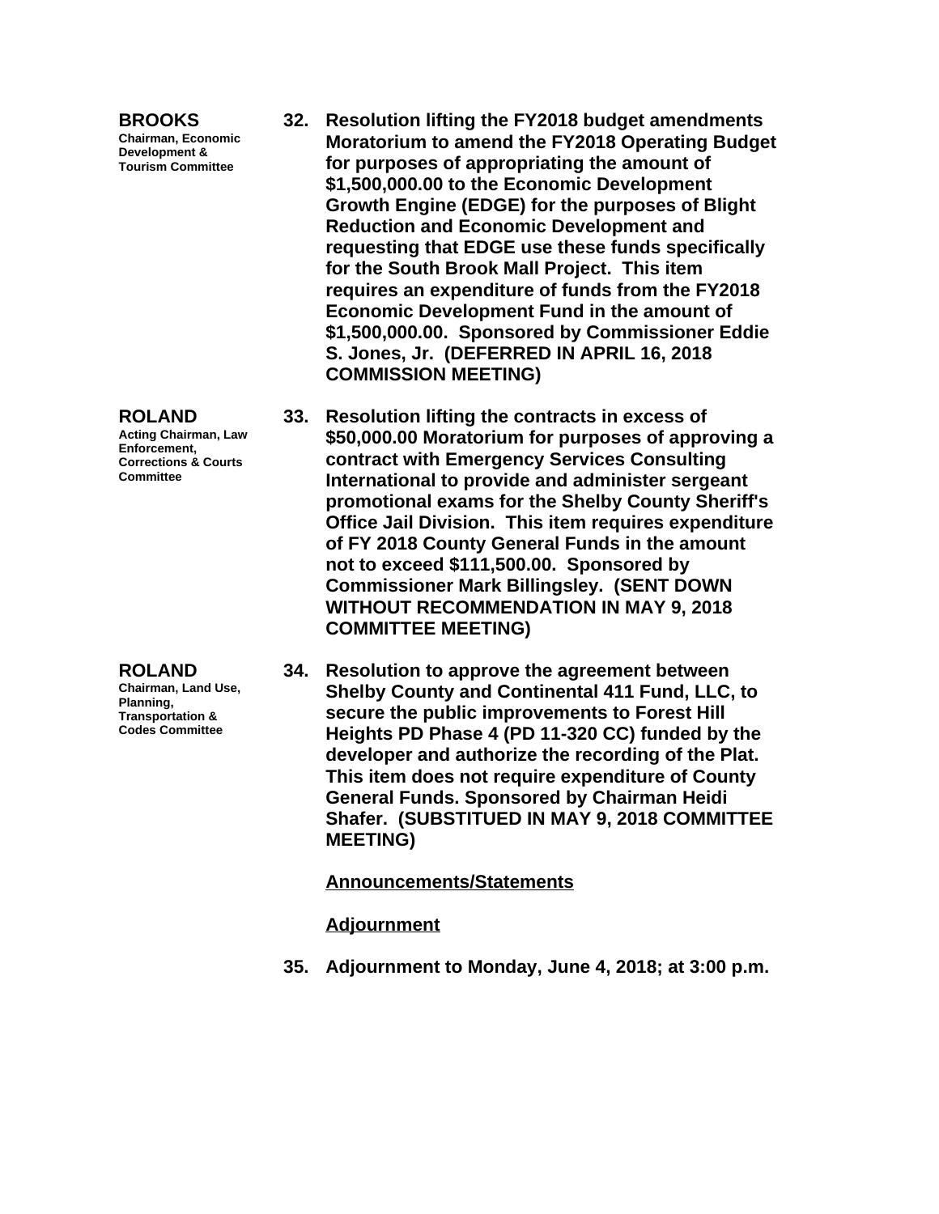**BROOKS**
Chairman, Economic Development & Tourism Committee

**32. Resolution lifting the FY2018 budget amendments Moratorium to amend the FY2018 Operating Budget for purposes of appropriating the amount of $1,500,000.00 to the Economic Development Growth Engine (EDGE) for the purposes of Blight Reduction and Economic Development and requesting that EDGE use these funds specifically for the South Brook Mall Project. This item requires an expenditure of funds from the FY2018 Economic Development Fund in the amount of $1,500,000.00. Sponsored by Commissioner Eddie S. Jones, Jr. (DEFERRED IN APRIL 16, 2018 COMMISSION MEETING)**

**ROLAND**
Acting Chairman, Law Enforcement, Corrections & Courts Committee

**33. Resolution lifting the contracts in excess of $50,000.00 Moratorium for purposes of approving a contract with Emergency Services Consulting International to provide and administer sergeant promotional exams for the Shelby County Sheriff's Office Jail Division. This item requires expenditure of FY 2018 County General Funds in the amount not to exceed $111,500.00. Sponsored by Commissioner Mark Billingsley. (SENT DOWN WITHOUT RECOMMENDATION IN MAY 9, 2018 COMMITTEE MEETING)**

**ROLAND**
Chairman, Land Use, Planning, Transportation & Codes Committee

**34. Resolution to approve the agreement between Shelby County and Continental 411 Fund, LLC, to secure the public improvements to Forest Hill Heights PD Phase 4 (PD 11-320 CC) funded by the developer and authorize the recording of the Plat. This item does not require expenditure of County General Funds. Sponsored by Chairman Heidi Shafer. (SUBSTITUED IN MAY 9, 2018 COMMITTEE MEETING)**

**Announcements/Statements**

**Adjournment**

**35. Adjournment to Monday, June 4, 2018; at 3:00 p.m.**